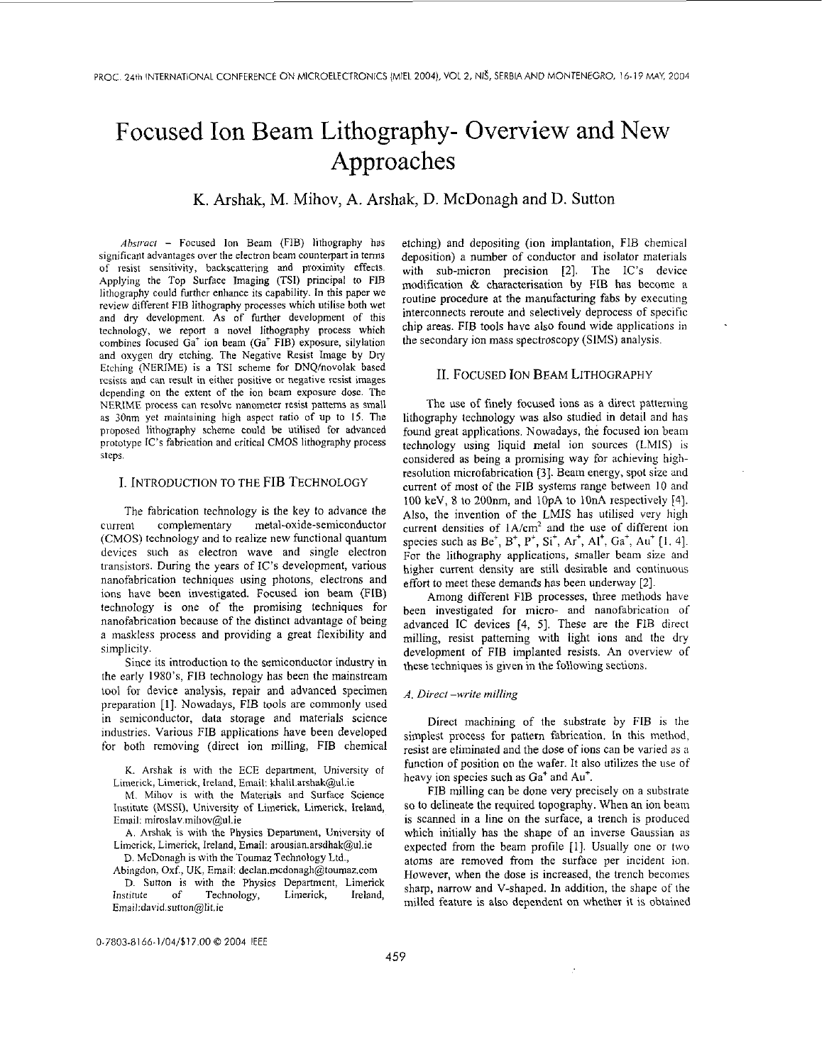# Focused Ion Beam Lithography- Overview and New Approaches

K. Arshak, M. Mihov, A. Arshak, D. McDonagh and D. Sutton

*Abstract* – Focused Ion Beam (FIB) lithography has significant advantages over the electron beam counterpart in terms of resist sensitivity, backscattering and proximity effects. Applying the Top Surface Imaging (TSI) principal to FIB lithography could further enhance its capability. In this paper we review different FIB lithography processes which utilise both wet and dry development. As of further development of this technology, we report a novel lithography process which combines focused $Ga^+$ ion beam ($Ga^+$ FIB) exposure, silylation and oxygen dry etching. The Negative Resist Image by Dry Etching (NERIME) is a TSI scheme for DNQ/novolak based resists and can result in either positive or negative resist images depending on the extent of the ion beam exposure dose. The NERIME process can resolve nanometer resist patterns as small as 30nm yet maintaining high aspect ratio of up to 15. The proposed lithography scheme could be utilised for advanced prototype IC's fabrication and critical CMOS lithography process steps.

## I. Introduction to the FIB Technology

The fabrication technology is the key to advance the current complementary metal-oxide-semiconductor (CMOS) technology and to realize new functional quantum devices such as electron wave and single electron transistors. During the years of IC's development, various nanofabrication techniques using photons, electrons and ions have been investigated. Focused ion beam (FIB) technology is one of the promising techniques for nanofabrication because of the distinct advantage of being a maskless process and providing a great flexibility and simplicity.

Since its introduction to the semiconductor industry in the early 1980's, FIB technology has been the mainstream tool for device analysis, repair and advanced specimen preparation [1]. Nowadays, FIB tools are commonly used in semiconductor, data storage and materials science industries. Various FIB applications have been developed for both removing (direct ion milling, FIB chemical etching) and depositing (ion implantation, FIB chemical deposition) a number of conductor and isolator materials with sub-micron precision [2]. The IC's device modification & characterisation by FIB has become a routine procedure at the manufacturing fabs by executing interconnects reroute and selectively deprocess of specific chip areas. FIB tools have also found wide applications in the secondary ion mass spectroscopy (SIMS) analysis.

K. Arshak is with the ECE department, University of Limerick, Limerick, Ireland, Email: khalil.arshak@ul.ie

M. Mihov is with the Materials and Surface Science Institute (MSSI), University of Limerick, Limerick, Ireland, Email: miroslav.mihov@ul.ie

A. Arshak is with the Physics Department, University of Limerick, Limerick, Ireland, Email: arousian.arsdhak@ul.ie

D. McDonagh is with the Toumaz Technology Ltd., Abingdon, Oxf., UK, Email: declan.mcdonagh@toumaz.com

D. Sutton is with the Physics Department, Limerick Institute of Technology, Limerick, Ireland, Email:david.sutton@lit.ie

## II. Focused Ion Beam Lithography

The use of finely focused ions as a direct patterning lithography technology was also studied in detail and has found great applications. Nowadays, the focused ion beam technology using liquid metal ion sources (LMIS) is considered as being a promising way for achieving high-resolution microfabrication [3]. Beam energy, spot size and current of most of the FIB systems range between 10 and 100 keV, 8 to 200nm, and 10pA to 10nA respectively [4]. Also, the invention of the LMIS has utilised very high current densities of $1A/cm^2$ and the use of different ion species such as $Be^+$, $B^+$, $P^+$, $Si^+$, $Ar^+$, $Al^+$, $Ga^+$, $Au^+$ [1, 4]. For the lithography applications, smaller beam size and higher current density are still desirable and continuous effort to meet these demands has been underway [2].

Among different FIB processes, three methods have been investigated for micro- and nanofabrication of advanced IC devices [4, 5]. These are the FIB direct milling, resist patterning with light ions and the dry development of FIB implanted resists. An overview of these techniques is given in the following sections.

### *A. Direct –write milling*

Direct machining of the substrate by FIB is the simplest process for pattern fabrication. In this method, resist are eliminated and the dose of ions can be varied as a function of position on the wafer. It also utilizes the use of heavy ion species such as $Ga^+$ and $Au^+$.

FIB milling can be done very precisely on a substrate so to delineate the required topography. When an ion beam is scanned in a line on the surface, a trench is produced which initially has the shape of an inverse Gaussian as expected from the beam profile [1]. Usually one or two atoms are removed from the surface per incident ion. However, when the dose is increased, the trench becomes sharp, narrow and V-shaped. In addition, the shape of the milled feature is also dependent on whether it is obtained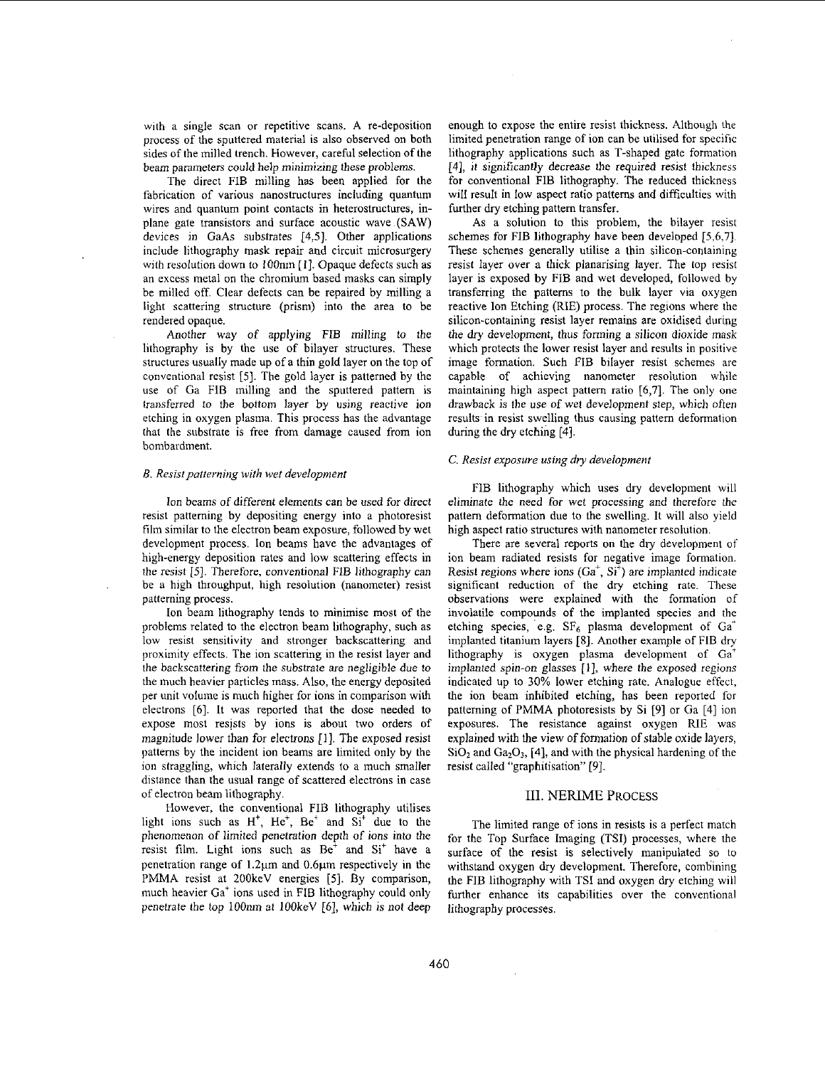with a single scan or repetitive scans. A re-deposition process of the sputtered material is also observed on both sides of the milled trench. However, careful selection of the beam parameters could help minimizing these problems.

The direct FIB milling has been applied for the fabrication of various nanostructures including quantum wires and quantum point contacts in heterostructures, in-plane gate transistors and surface acoustic wave (SAW) devices in GaAs substrates [4,5]. Other applications include lithography mask repair and circuit microsurgery with resolution down to 100nm [1]. Opaque defects such as an excess metal on the chromium based masks can simply be milled off. Clear defects can be repaired by milling a light scattering structure (prism) into the area to be rendered opaque.

Another way of applying FIB milling to the lithography is by the use of bilayer structures. These structures usually made up of a thin gold layer on the top of conventional resist [5]. The gold layer is patterned by the use of Ga FIB milling and the sputtered pattern is transferred to the bottom layer by using reactive ion etching in oxygen plasma. This process has the advantage that the substrate is free from damage caused from ion bombardment.

### *B. Resist patterning with wet development*

Ion beams of different elements can be used for direct resist patterning by depositing energy into a photoresist film similar to the electron beam exposure, followed by wet development process. Ion beams have the advantages of high-energy deposition rates and low scattering effects in the resist [5]. Therefore, conventional FIB lithography can be a high throughput, high resolution (nanometer) resist patterning process.

Ion beam lithography tends to minimise most of the problems related to the electron beam lithography, such as low resist sensitivity and stronger backscattering and proximity effects. The ion scattering in the resist layer and the backscattering from the substrate are negligible due to the much heavier particles mass. Also, the energy deposited per unit volume is much higher for ions in comparison with electrons [6]. It was reported that the dose needed to expose most resists by ions is about two orders of magnitude lower than for electrons [1]. The exposed resist patterns by the incident ion beams are limited only by the ion straggling, which laterally extends to a much smaller distance than the usual range of scattered electrons in case of electron beam lithography.

However, the conventional FIB lithography utilises light ions such as $H^+$, $He^+$, $Be^+$ and $Si^+$ due to the phenomenon of limited penetration depth of ions into the resist film. Light ions such as $Be^+$ and $Si^+$ have a penetration range of 1.2µm and 0.6µm respectively in the PMMA resist at 200keV energies [5]. By comparison, much heavier $Ga^+$ ions used in FIB lithography could only penetrate the top 100nm at 100keV [6], which is not deep enough to expose the entire resist thickness. Although the limited penetration range of ion can be utilised for specific lithography applications such as T-shaped gate formation [4], it significantly decrease the required resist thickness for conventional FIB lithography. The reduced thickness will result in low aspect ratio patterns and difficulties with further dry etching pattern transfer.

As a solution to this problem, the bilayer resist schemes for FIB lithography have been developed [5,6,7]. These schemes generally utilise a thin silicon-containing resist layer over a thick planarising layer. The top resist layer is exposed by FIB and wet developed, followed by transferring the patterns to the bulk layer via oxygen reactive Ion Etching (RIE) process. The regions where the silicon-containing resist layer remains are oxidised during the dry development, thus forming a silicon dioxide mask which protects the lower resist layer and results in positive image formation. Such FIB bilayer resist schemes are capable of achieving nanometer resolution while maintaining high aspect pattern ratio [6,7]. The only one drawback is the use of wet development step, which often results in resist swelling thus causing pattern deformation during the dry etching [4].

### *C. Resist exposure using dry development*

FIB lithography which uses dry development will eliminate the need for wet processing and therefore the pattern deformation due to the swelling. It will also yield high aspect ratio structures with nanometer resolution.

There are several reports on the dry development of ion beam radiated resists for negative image formation. Resist regions where ions ($Ga^+$, $Si^+$) are implanted indicate significant reduction of the dry etching rate. These observations were explained with the formation of involatile compounds of the implanted species and the etching species, e.g. $SF_6$ plasma development of $Ga^+$ implanted titanium layers [8]. Another example of FIB dry lithography is oxygen plasma development of $Ga^+$ implanted spin-on glasses [1], where the exposed regions indicated up to 30% lower etching rate. Analogue effect, the ion beam inhibited etching, has been reported for patterning of PMMA photoresists by Si [9] or Ga [4] ion exposures. The resistance against oxygen RIE was explained with the view of formation of stable oxide layers, $SiO_2$ and $Ga_2O_3$, [4], and with the physical hardening of the resist called "graphitisation" [9].

## III. NERIME Process

The limited range of ions in resists is a perfect match for the Top Surface Imaging (TSI) processes, where the surface of the resist is selectively manipulated so to withstand oxygen dry development. Therefore, combining the FIB lithography with TSI and oxygen dry etching will further enhance its capabilities over the conventional lithography processes.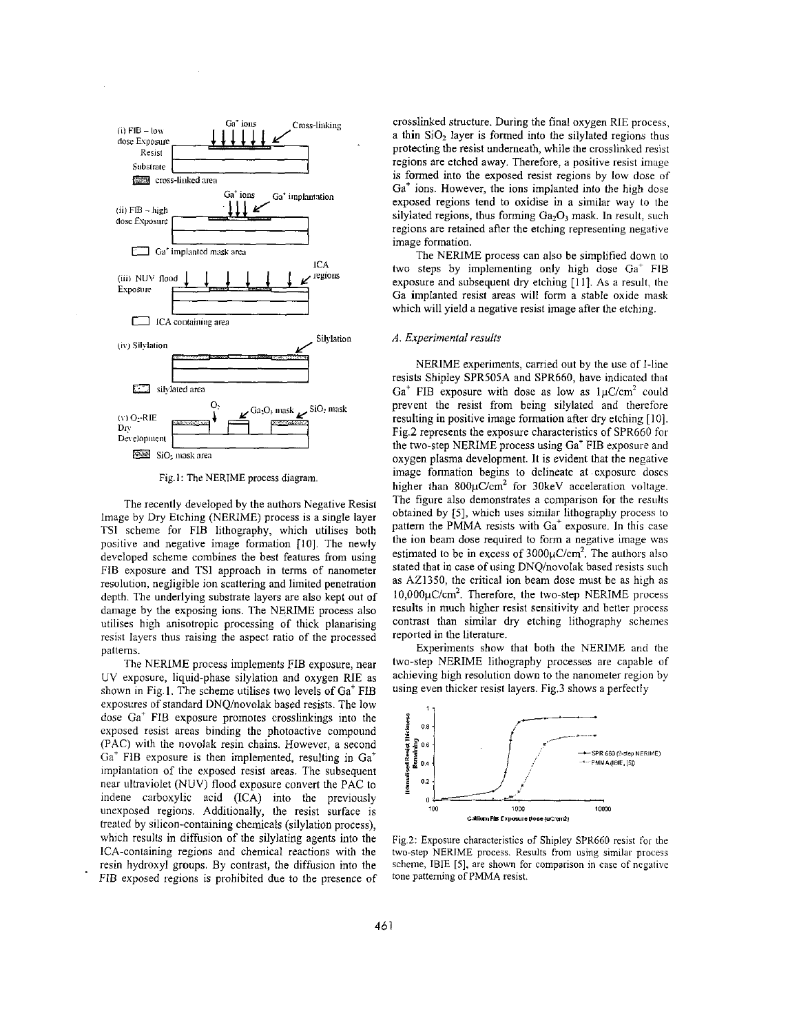Fig.1: The NERIME process diagram.

The recently developed by the authors Negative Resist Image by Dry Etching (NERIME) process is a single layer TSI scheme for FIB lithography, which utilises both positive and negative image formation [10]. The newly developed scheme combines the best features from using FIB exposure and TSI approach in terms of nanometer resolution, negligible ion scattering and limited penetration depth. The underlying substrate layers are also kept out of damage by the exposing ions. The NERIME process also utilises high anisotropic processing of thick planarising resist layers thus raising the aspect ratio of the processed patterns.

The NERIME process implements FIB exposure, near UV exposure, liquid-phase silylation and oxygen RIE as shown in Fig.1. The scheme utilises two levels of $Ga^+$ FIB exposures of standard DNQ/novolak based resists. The low dose $Ga^+$ FIB exposure promotes crosslinkings into the exposed resist areas binding the photoactive compound (PAC) with the novolak resin chains. However, a second $Ga^+$ FIB exposure is then implemented, resulting in $Ga^+$ implantation of the exposed resist areas. The subsequent near ultraviolet (NUV) flood exposure convert the PAC to indene carboxylic acid (ICA) into the previously unexposed regions. Additionally, the resist surface is treated by silicon-containing chemicals (silylation process), which results in diffusion of the silylating agents into the ICA-containing regions and chemical reactions with the resin hydroxyl groups. By contrast, the diffusion into the FIB exposed regions is prohibited due to the presence of crosslinked structure. During the final oxygen RIE process, a thin $SiO_2$ layer is formed into the silylated regions thus protecting the resist underneath, while the crosslinked resist regions are etched away. Therefore, a positive resist image is formed into the exposed resist regions by low dose of $Ga^+$ ions. However, the ions implanted into the high dose exposed regions tend to oxidise in a similar way to the silylated regions, thus forming $Ga_2O_3$ mask. In result, such regions are retained after the etching representing negative image formation.

The NERIME process can also be simplified down to two steps by implementing only high dose $Ga^+$ FIB exposure and subsequent dry etching [11]. As a result, the Ga implanted resist areas will form a stable oxide mask which will yield a negative resist image after the etching.

### A. Experimental results

NERIME experiments, carried out by the use of I-line resists Shipley SPR505A and SPR660, have indicated that $Ga^+$ FIB exposure with dose as low as $1\mu C/cm^2$ could prevent the resist from being silylated and therefore resulting in positive image formation after dry etching [10]. Fig.2 represents the exposure characteristics of SPR660 for the two-step NERIME process using $Ga^+$ FIB exposure and oxygen plasma development. It is evident that the negative image formation begins to delineate at exposure doses higher than $800\mu C/cm^2$ for 30keV acceleration voltage. The figure also demonstrates a comparison for the results obtained by [5], which uses similar lithography process to pattern the PMMA resists with $Ga^+$ exposure. In this case the ion beam dose required to form a negative image was estimated to be in excess of $3000\mu C/cm^2$. The authors also stated that in case of using DNQ/novolak based resists such as AZ1350, the critical ion beam dose must be as high as $10{,}000\mu C/cm^2$. Therefore, the two-step NERIME process results in much higher resist sensitivity and better process contrast than similar dry etching lithography schemes reported in the literature.

Experiments show that both the NERIME and the two-step NERIME lithography processes are capable of achieving high resolution down to the nanometer region by using even thicker resist layers. Fig.3 shows a perfectly

Fig.2: Exposure characteristics of Shipley SPR660 resist for the two-step NERIME process. Results from using similar process scheme, IBIE [5], are shown for comparison in case of negative tone patterning of PMMA resist.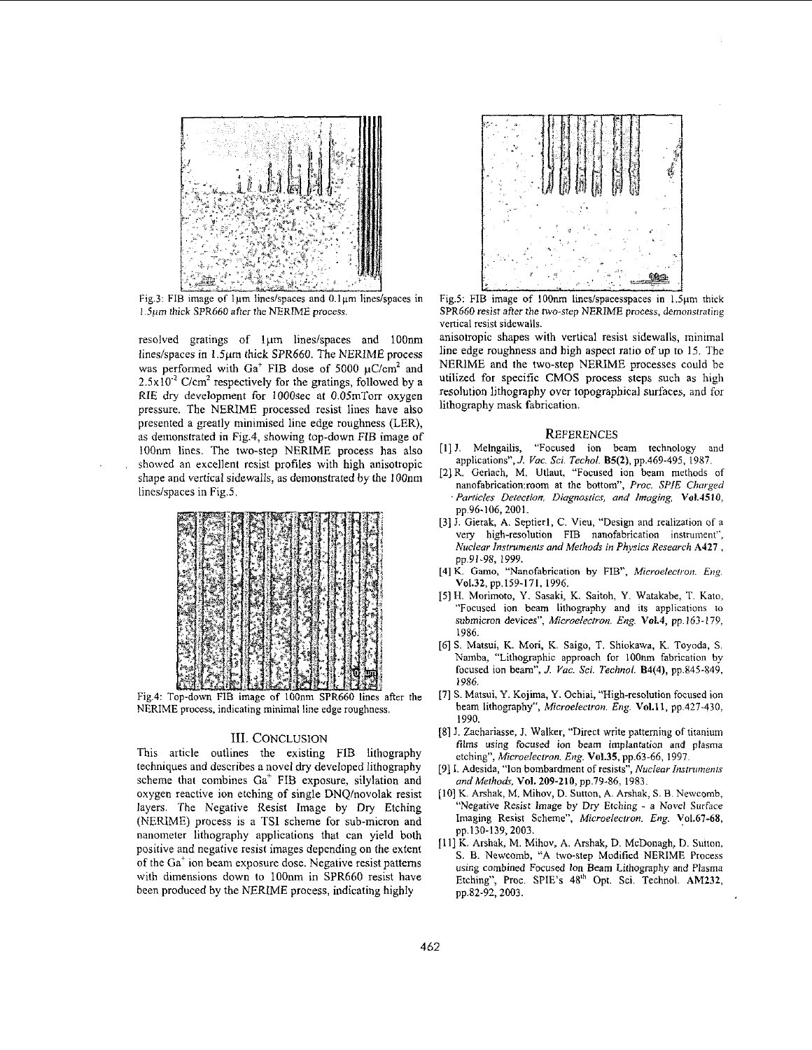Fig.3: FIB image of 1μm lines/spaces and 0.1μm lines/spaces in 1.5μm thick SPR660 after the NERIME process.

resolved gratings of 1μm lines/spaces and 100nm lines/spaces in 1.5μm thick SPR660. The NERIME process was performed with $Ga^+$ FIB dose of 5000 $\mu C/cm^2$ and $2.5 \times 10^{-2}$ $C/cm^2$ respectively for the gratings, followed by a RIE dry development for 1000sec at 0.05mTorr oxygen pressure. The NERIME processed resist lines have also presented a greatly minimised line edge roughness (LER), as demonstrated in Fig.4, showing top-down FIB image of 100nm lines. The two-step NERIME process has also showed an excellent resist profiles with high anisotropic shape and vertical sidewalls, as demonstrated by the 100nm lines/spaces in Fig.5.

Fig.4: Top-down FIB image of 100nm SPR660 lines after the NERIME process, indicating minimal line edge roughness.

## III. CONCLUSION

This article outlines the existing FIB lithography techniques and describes a novel dry developed lithography scheme that combines $Ga^+$ FIB exposure, silylation and oxygen reactive ion etching of single DNQ/novolak resist layers. The Negative Resist Image by Dry Etching (NERIME) process is a TSI scheme for sub-micron and nanometer lithography applications that can yield both positive and negative resist images depending on the extent of the $Ga^+$ ion beam exposure dose. Negative resist patterns with dimensions down to 100nm in SPR660 resist have been produced by the NERIME process, indicating highly anisotropic shapes with vertical resist sidewalls, minimal line edge roughness and high aspect ratio of up to 15. The NERIME and the two-step NERIME processes could be utilized for specific CMOS process steps such as high resolution lithography over topographical surfaces, and for lithography mask fabrication.

Fig.5: FIB image of 100nm lines/spacesspaces in 1.5μm thick SPR660 resist after the two-step NERIME process, demonstrating vertical resist sidewalls.

## REFERENCES

[1] J. Melngailis, "Focused ion beam technology and applications", *J. Vac. Sci. Techol.* **B5(2)**, pp.469-495, 1987.

[2] R. Gerlach, M. Utlaut, "Focused ion beam methods of nanofabrication:room at the bottom", *Proc. SPIE Charged Particles Detection, Diagnostics, and Imaging,* **Vol.4510**, pp.96-106, 2001.

[3] J. Gierak, A. Septierl, C. Vieu, "Design and realization of a very high-resolution FIB nanofabrication instrument", *Nuclear Instruments and Methods in Physics Research* **A427**, pp.91-98, 1999.

[4] K. Gamo, "Nanofabrication by FIB", *Microelectron. Eng.* **Vol.32**, pp.159-171, 1996.

[5] H. Morimoto, Y. Sasaki, K. Saitoh, Y. Watakabe, T. Kato, "Focused ion beam lithography and its applications to submicron devices", *Microelectron. Eng.* **Vol.4**, pp.163-179, 1986.

[6] S. Matsui, K. Mori, K. Saigo, T. Shiokawa, K. Toyoda, S. Namba, "Lithographic approach for 100nm fabrication by focused ion beam", *J. Vac. Sci. Technol.* **B4(4)**, pp.845-849, 1986.

[7] S. Matsui, Y. Kojima, Y. Ochiai, "High-resolution focused ion beam lithography", *Microelectron. Eng.* **Vol.11**, pp.427-430, 1990.

[8] J. Zachariasse, J. Walker, "Direct write patterning of titanium films using focused ion beam implantation and plasma etching", *Microelectron. Eng.* **Vol.35**, pp.63-66, 1997.

[9] I. Adesida, "Ion bombardment of resists", *Nuclear Instruments and Methods,* **Vol. 209-210**, pp.79-86, 1983.

[10] K. Arshak, M. Mihov, D. Sutton, A. Arshak, S. B. Newcomb, "Negative Resist Image by Dry Etching - a Novel Surface Imaging Resist Scheme", *Microelectron. Eng.* Vol.67-68, pp.130-139, 2003.

[11] K. Arshak, M. Mihov, A. Arshak, D. McDonagh, D. Sutton, S. B. Newcomb, "A two-step Modified NERIME Process using combined Focused Ion Beam Lithography and Plasma Etching", Proc. SPIE's 48th Opt. Sci. Technol. AM232, pp.82-92, 2003.